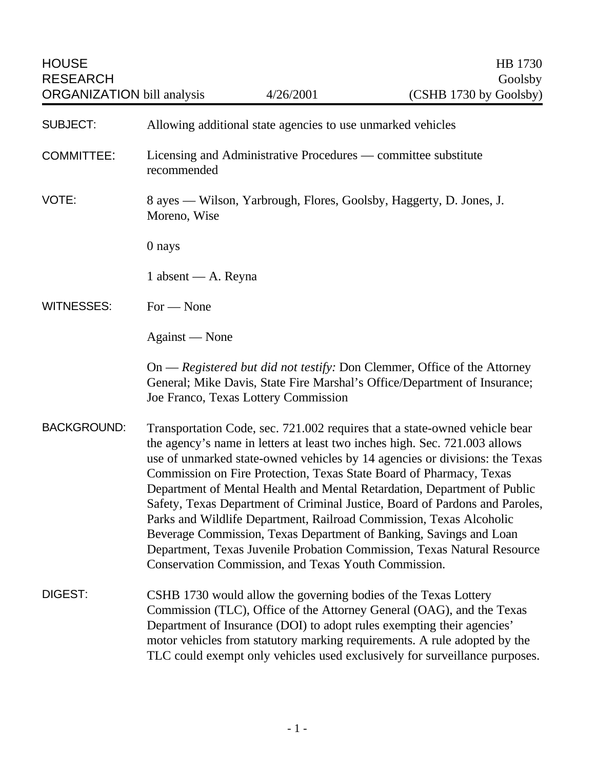HOUSE RESEARCH ORGANIZATION bill analysis — 4/26/2001 — HB 1730 Goolsby (CSHB 1730 by Goolsby)

**SUBJECT:** Allowing additional state agencies to use unmarked vehicles

**COMMITTEE:** Licensing and Administrative Procedures — committee substitute recommended

**VOTE:** 8 ayes — Wilson, Yarbrough, Flores, Goolsby, Haggerty, D. Jones, J. Moreno, Wise

0 nays

1 absent — A. Reyna

**WITNESSES:** For — None

Against — None

On — *Registered but did not testify:* Don Clemmer, Office of the Attorney General; Mike Davis, State Fire Marshal's Office/Department of Insurance; Joe Franco, Texas Lottery Commission

**BACKGROUND:** Transportation Code, sec. 721.002 requires that a state-owned vehicle bear the agency's name in letters at least two inches high. Sec. 721.003 allows use of unmarked state-owned vehicles by 14 agencies or divisions: the Texas Commission on Fire Protection, Texas State Board of Pharmacy, Texas Department of Mental Health and Mental Retardation, Department of Public Safety, Texas Department of Criminal Justice, Board of Pardons and Paroles, Parks and Wildlife Department, Railroad Commission, Texas Alcoholic Beverage Commission, Texas Department of Banking, Savings and Loan Department, Texas Juvenile Probation Commission, Texas Natural Resource Conservation Commission, and Texas Youth Commission.

**DIGEST:** CSHB 1730 would allow the governing bodies of the Texas Lottery Commission (TLC), Office of the Attorney General (OAG), and the Texas Department of Insurance (DOI) to adopt rules exempting their agencies' motor vehicles from statutory marking requirements. A rule adopted by the TLC could exempt only vehicles used exclusively for surveillance purposes.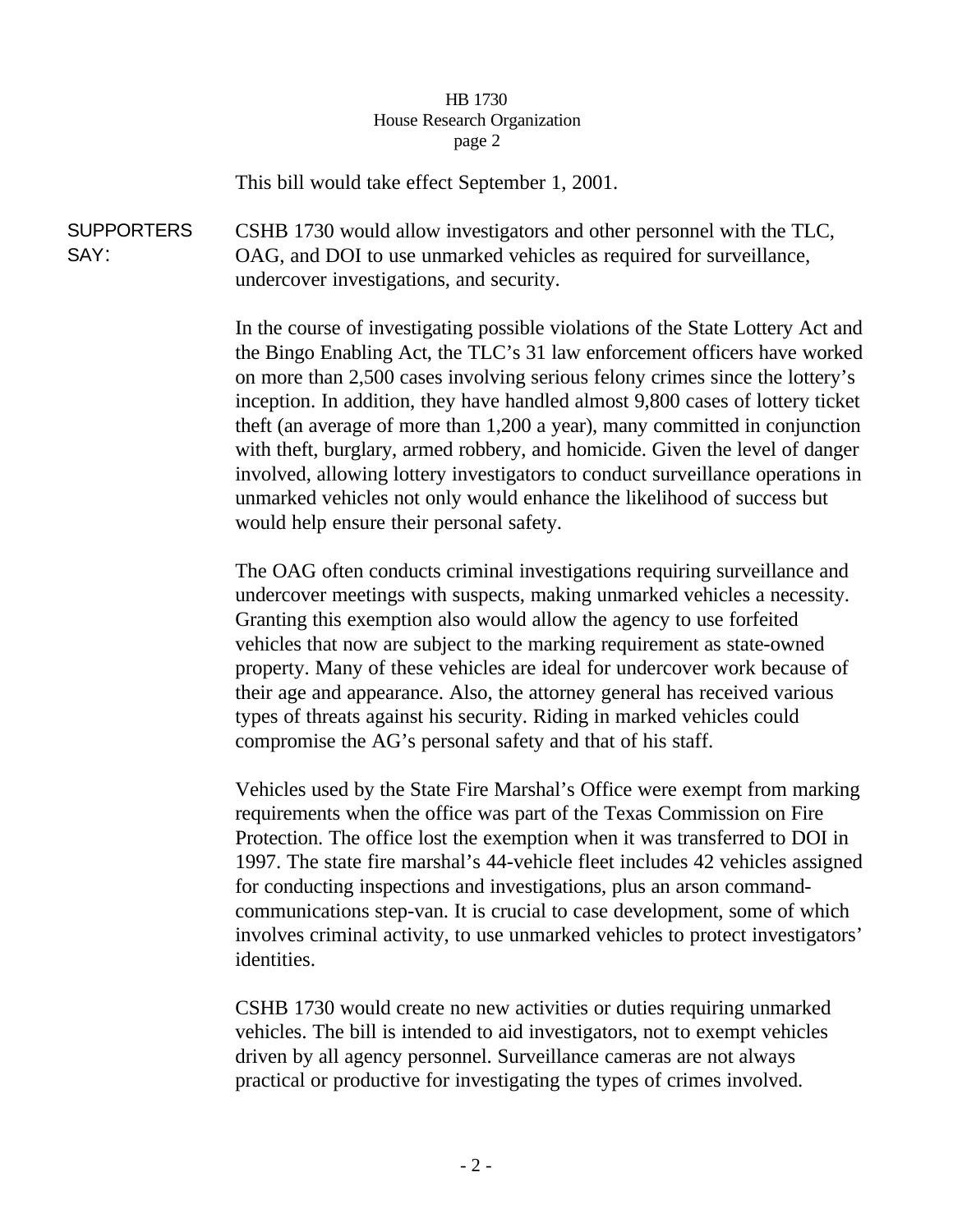This bill would take effect September 1, 2001.

**SUPPORTERS SAY:**

CSHB 1730 would allow investigators and other personnel with the TLC, OAG, and DOI to use unmarked vehicles as required for surveillance, undercover investigations, and security.

In the course of investigating possible violations of the State Lottery Act and the Bingo Enabling Act, the TLC's 31 law enforcement officers have worked on more than 2,500 cases involving serious felony crimes since the lottery's inception. In addition, they have handled almost 9,800 cases of lottery ticket theft (an average of more than 1,200 a year), many committed in conjunction with theft, burglary, armed robbery, and homicide. Given the level of danger involved, allowing lottery investigators to conduct surveillance operations in unmarked vehicles not only would enhance the likelihood of success but would help ensure their personal safety.

The OAG often conducts criminal investigations requiring surveillance and undercover meetings with suspects, making unmarked vehicles a necessity. Granting this exemption also would allow the agency to use forfeited vehicles that now are subject to the marking requirement as state-owned property. Many of these vehicles are ideal for undercover work because of their age and appearance. Also, the attorney general has received various types of threats against his security. Riding in marked vehicles could compromise the AG's personal safety and that of his staff.

Vehicles used by the State Fire Marshal's Office were exempt from marking requirements when the office was part of the Texas Commission on Fire Protection. The office lost the exemption when it was transferred to DOI in 1997. The state fire marshal's 44-vehicle fleet includes 42 vehicles assigned for conducting inspections and investigations, plus an arson command-communications step-van. It is crucial to case development, some of which involves criminal activity, to use unmarked vehicles to protect investigators' identities.

CSHB 1730 would create no new activities or duties requiring unmarked vehicles. The bill is intended to aid investigators, not to exempt vehicles driven by all agency personnel. Surveillance cameras are not always practical or productive for investigating the types of crimes involved.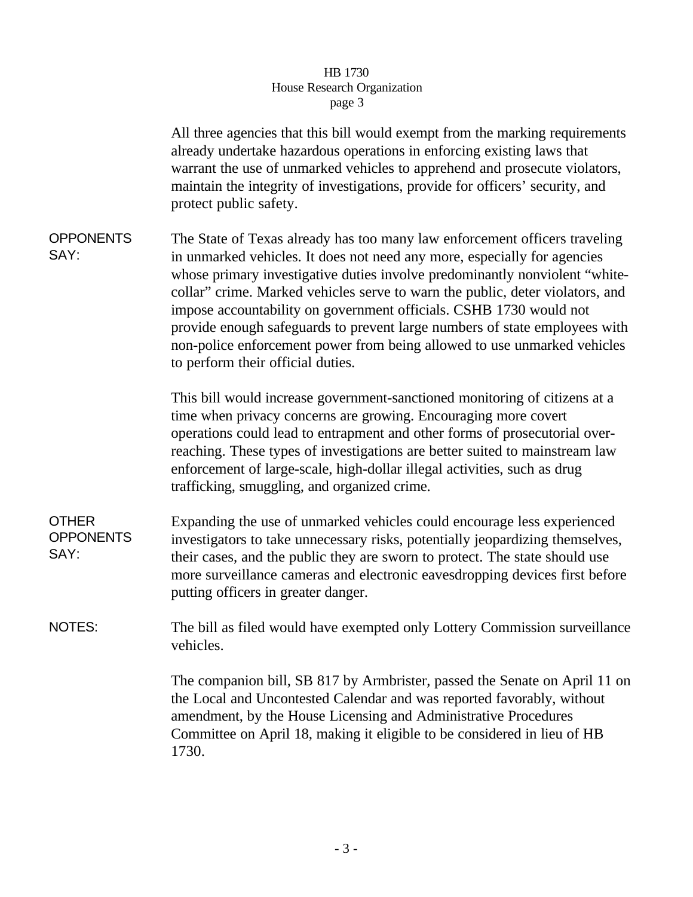All three agencies that this bill would exempt from the marking requirements already undertake hazardous operations in enforcing existing laws that warrant the use of unmarked vehicles to apprehend and prosecute violators, maintain the integrity of investigations, provide for officers' security, and protect public safety.

**OPPONENTS SAY:**

The State of Texas already has too many law enforcement officers traveling in unmarked vehicles. It does not need any more, especially for agencies whose primary investigative duties involve predominantly nonviolent "white-collar" crime. Marked vehicles serve to warn the public, deter violators, and impose accountability on government officials. CSHB 1730 would not provide enough safeguards to prevent large numbers of state employees with non-police enforcement power from being allowed to use unmarked vehicles to perform their official duties.

This bill would increase government-sanctioned monitoring of citizens at a time when privacy concerns are growing. Encouraging more covert operations could lead to entrapment and other forms of prosecutorial over-reaching. These types of investigations are better suited to mainstream law enforcement of large-scale, high-dollar illegal activities, such as drug trafficking, smuggling, and organized crime.

**OTHER OPPONENTS SAY:**

Expanding the use of unmarked vehicles could encourage less experienced investigators to take unnecessary risks, potentially jeopardizing themselves, their cases, and the public they are sworn to protect. The state should use more surveillance cameras and electronic eavesdropping devices first before putting officers in greater danger.

**NOTES:**

The bill as filed would have exempted only Lottery Commission surveillance vehicles.

The companion bill, SB 817 by Armbrister, passed the Senate on April 11 on the Local and Uncontested Calendar and was reported favorably, without amendment, by the House Licensing and Administrative Procedures Committee on April 18, making it eligible to be considered in lieu of HB 1730.